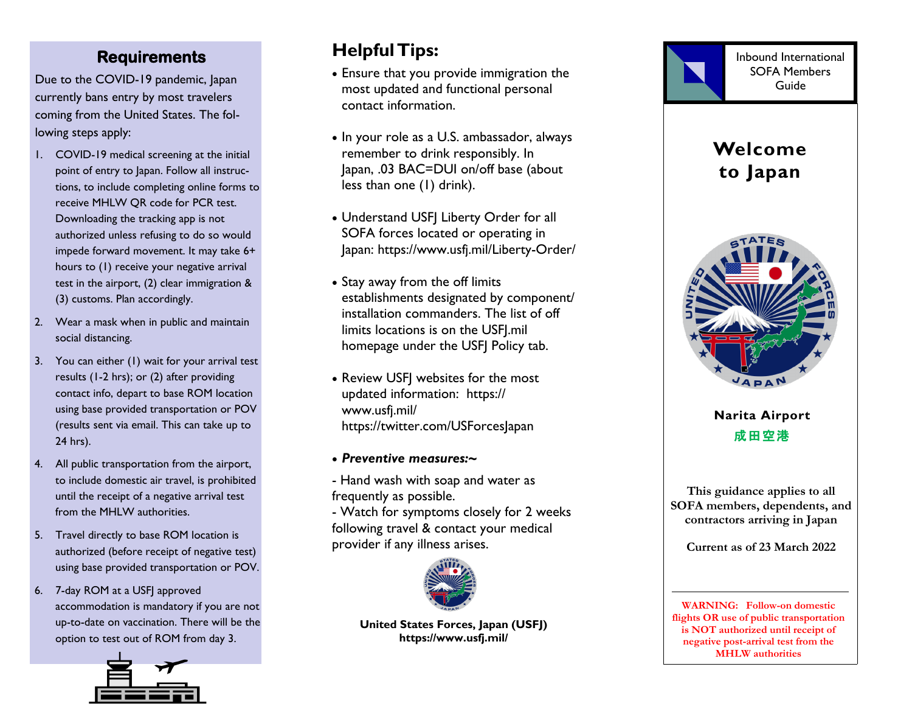## Requirements

Due to the COVID-19 pandemic, Japan currently bans entry by most travelers coming from the United States. The following steps apply:

1. COVID-19 medical screening at the initial point of entry to Japan. Follow all instructions, to include completing online forms to receive MHLW QR code for PCR test. Downloading the tracking app is not authorized unless refusing to do so would impede forward movement. It may take 6+ hours to (1) receive your negative arrival test in the airport, (2) clear immigration & (3) customs. Plan accordingly.
2. Wear a mask when in public and maintain social distancing.
3. You can either (1) wait for your arrival test results (1-2 hrs); or (2) after providing contact info, depart to base ROM location using base provided transportation or POV (results sent via email. This can take up to 24 hrs).
4. All public transportation from the airport, to include domestic air travel, is prohibited until the receipt of a negative arrival test from the MHLW authorities.
5. Travel directly to base ROM location is authorized (before receipt of negative test) using base provided transportation or POV.
6. 7-day ROM at a USFJ approved accommodation is mandatory if you are not up-to-date on vaccination. There will be the option to test out of ROM from day 3.

## Helpful Tips:

- Ensure that you provide immigration the most updated and functional personal contact information.
- In your role as a U.S. ambassador, always remember to drink responsibly. In Japan, .03 BAC=DUI on/off base (about less than one (1) drink).
- Understand USFJ Liberty Order for all SOFA forces located or operating in Japan: https://www.usfj.mil/Liberty-Order/
- Stay away from the off limits establishments designated by component/installation commanders. The list of off limits locations is on the USFJ.mil homepage under the USFJ Policy tab.
- Review USFJ websites for the most updated information: https://www.usfj.mil/ https://twitter.com/USForcesJapan
- ***Preventive measures:~***

- Hand wash with soap and water as frequently as possible.
- Watch for symptoms closely for 2 weeks following travel & contact your medical provider if any illness arises.

**United States Forces, Japan (USFJ)**
**https://www.usfj.mil/**

Inbound International SOFA Members Guide

# Welcome to Japan

**Narita Airport**
**成田空港**

**This guidance applies to all SOFA members, dependents, and contractors arriving in Japan**

**Current as of 23 March 2022**

**WARNING: Follow-on domestic flights OR use of public transportation is NOT authorized until receipt of negative post-arrival test from the MHLW authorities**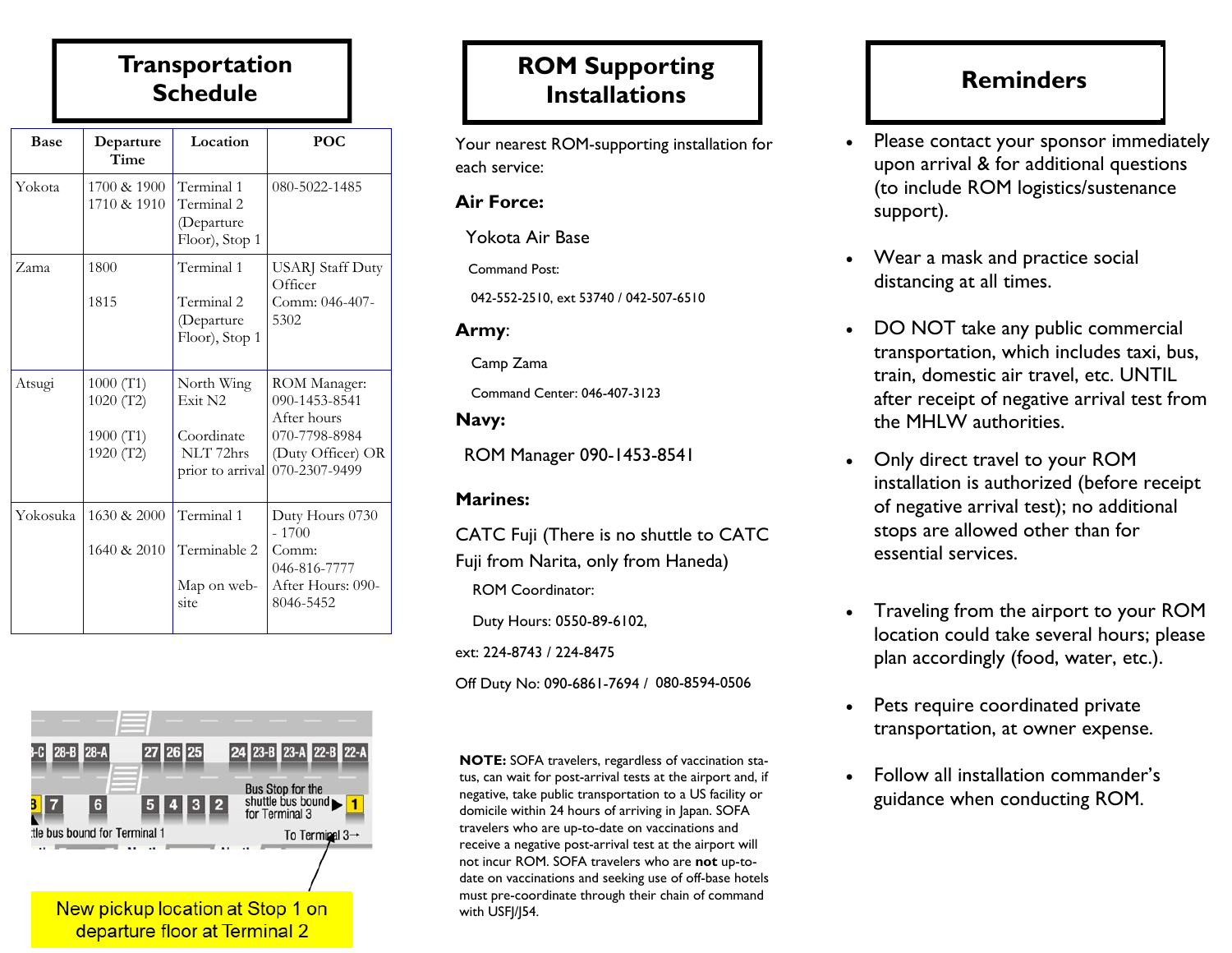## Transportation Schedule

| Base | Departure Time | Location | POC |
|---|---|---|---|
| Yokota | 1700 & 1900<br>1710 & 1910 | Terminal 1<br>Terminal 2 (Departure Floor), Stop 1 | 080-5022-1485 |
| Zama | 1800<br><br>1815 | Terminal 1<br><br>Terminal 2 (Departure Floor), Stop 1 | USARJ Staff Duty Officer<br>Comm: 046-407-5302 |
| Atsugi | 1000 (T1)<br>1020 (T2)<br><br>1900 (T1)<br>1920 (T2) | North Wing Exit N2<br><br>Coordinate NLT 72hrs prior to arrival | ROM Manager: 090-1453-8541<br>After hours 070-7798-8984 (Duty Officer) OR 070-2307-9499 |
| Yokosuka | 1630 & 2000<br><br>1640 & 2010 | Terminal 1<br><br>Terminable 2<br><br>Map on web-site | Duty Hours 0730 - 1700<br>Comm: 046-816-7777<br>After Hours: 090-8046-5452 |

-C 28-B 28-A 27 26 25 24 23-B 23-A 22-B 22-A

8 7 6 5 4 3 2 1

Bus Stop for the shuttle bus bound for Terminal 3

tle bus bound for Terminal 1

To Terminal 3→

New pickup location at Stop 1 on departure floor at Terminal 2

## ROM Supporting Installations

Your nearest ROM-supporting installation for each service:

**Air Force:**

Yokota Air Base

Command Post:

042-552-2510, ext 53740 / 042-507-6510

**Army**:

Camp Zama

Command Center: 046-407-3123

**Navy:**

ROM Manager 090-1453-8541

**Marines:**

CATC Fuji (There is no shuttle to CATC Fuji from Narita, only from Haneda)

ROM Coordinator:

Duty Hours: 0550-89-6102,

ext: 224-8743 / 224-8475

Off Duty No: 090-6861-7694 / 080-8594-0506

**NOTE:** SOFA travelers, regardless of vaccination status, can wait for post-arrival tests at the airport and, if negative, take public transportation to a US facility or domicile within 24 hours of arriving in Japan. SOFA travelers who are up-to-date on vaccinations and receive a negative post-arrival test at the airport will not incur ROM. SOFA travelers who are **not** up-to-date on vaccinations and seeking use of off-base hotels must pre-coordinate through their chain of command with USFJ/J54.

## Reminders

- Please contact your sponsor immediately upon arrival & for additional questions (to include ROM logistics/sustenance support).
- Wear a mask and practice social distancing at all times.
- DO NOT take any public commercial transportation, which includes taxi, bus, train, domestic air travel, etc. UNTIL after receipt of negative arrival test from the MHLW authorities.
- Only direct travel to your ROM installation is authorized (before receipt of negative arrival test); no additional stops are allowed other than for essential services.
- Traveling from the airport to your ROM location could take several hours; please plan accordingly (food, water, etc.).
- Pets require coordinated private transportation, at owner expense.
- Follow all installation commander's guidance when conducting ROM.